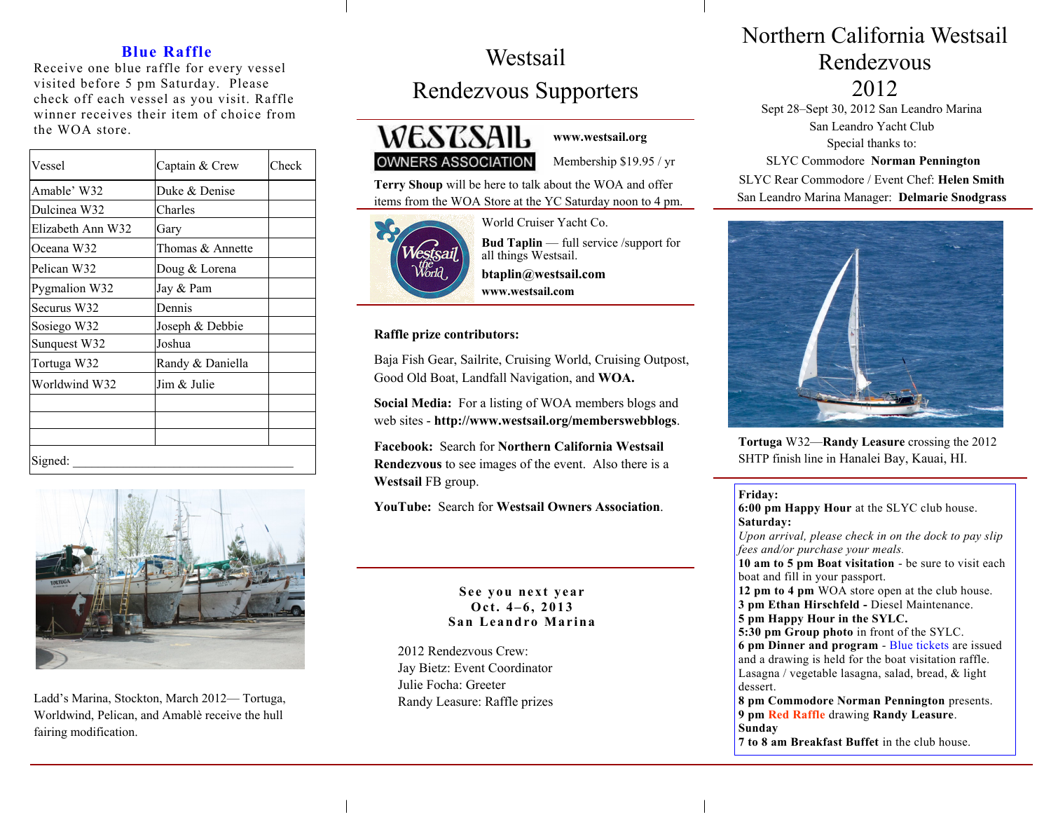## Blue Raffle

Receive one blue raffle for every vessel visited before 5 pm Saturday. Please check off each vessel as you visit. Raffle winner receives their item of choice from the WOA store.

| Vessel | Captain & Crew | Check |
|---|---|---|
| Amable' W32 | Duke & Denise | |
| Dulcinea W32 | Charles | |
| Elizabeth Ann W32 | Gary | |
| Oceana W32 | Thomas & Annette | |
| Pelican W32 | Doug & Lorena | |
| Pygmalion W32 | Jay & Pam | |
| Securus W32 | Dennis | |
| Sosiego W32 | Joseph & Debbie | |
| Sunquest W32 | Joshua | |
| Tortuga W32 | Randy & Daniella | |
| Worldwind W32 | Jim & Julie | |
| | | |
| | | |
| | | |
| Signed: ___________________________________ | | |

Ladd's Marina, Stockton, March 2012— Tortuga, Worldwind, Pelican, and Amablè receive the hull fairing modification.

# Westsail Rendezvous Supporters

WESTSAIL OWNERS ASSOCIATION

**www.westsail.org**

Membership $19.95 / yr

**Terry Shoup** will be here to talk about the WOA and offer items from the WOA Store at the YC Saturday noon to 4 pm.

World Cruiser Yacht Co.

**Bud Taplin** — full service /support for all things Westsail.

**btaplin@westsail.com**

**www.westsail.com**

**Raffle prize contributors:**

Baja Fish Gear, Sailrite, Cruising World, Cruising Outpost, Good Old Boat, Landfall Navigation, and **WOA.**

**Social Media:** For a listing of WOA members blogs and web sites - **http://www.westsail.org/memberswebblogs**.

**Facebook:** Search for **Northern California Westsail Rendezvous** to see images of the event. Also there is a **Westsail** FB group.

**YouTube:** Search for **Westsail Owners Association**.

**See you next year**
**Oct. 4–6, 2013**
**San Leandro Marina**

2012 Rendezvous Crew:
Jay Bietz: Event Coordinator
Julie Focha: Greeter
Randy Leasure: Raffle prizes

# Northern California Westsail Rendezvous 2012

Sept 28–Sept 30, 2012 San Leandro Marina
San Leandro Yacht Club
Special thanks to:
SLYC Commodore **Norman Pennington**
SLYC Rear Commodore / Event Chef: **Helen Smith**
San Leandro Marina Manager: **Delmarie Snodgrass**

**Tortuga** W32—**Randy Leasure** crossing the 2012 SHTP finish line in Hanalei Bay, Kauai, HI.

**Friday:**
**6:00 pm Happy Hour** at the SLYC club house.
**Saturday:**
*Upon arrival, please check in on the dock to pay slip fees and/or purchase your meals.*
**10 am to 5 pm Boat visitation** - be sure to visit each boat and fill in your passport.
**12 pm to 4 pm** WOA store open at the club house.
**3 pm Ethan Hirschfeld -** Diesel Maintenance.
**5 pm Happy Hour in the SYLC.**
**5:30 pm Group photo** in front of the SYLC.
**6 pm Dinner and program** - Blue tickets are issued and a drawing is held for the boat visitation raffle. Lasagna / vegetable lasagna, salad, bread, & light dessert.
**8 pm Commodore Norman Pennington** presents.
**9 pm** Red Raffle drawing **Randy Leasure**.
**Sunday**
**7 to 8 am Breakfast Buffet** in the club house.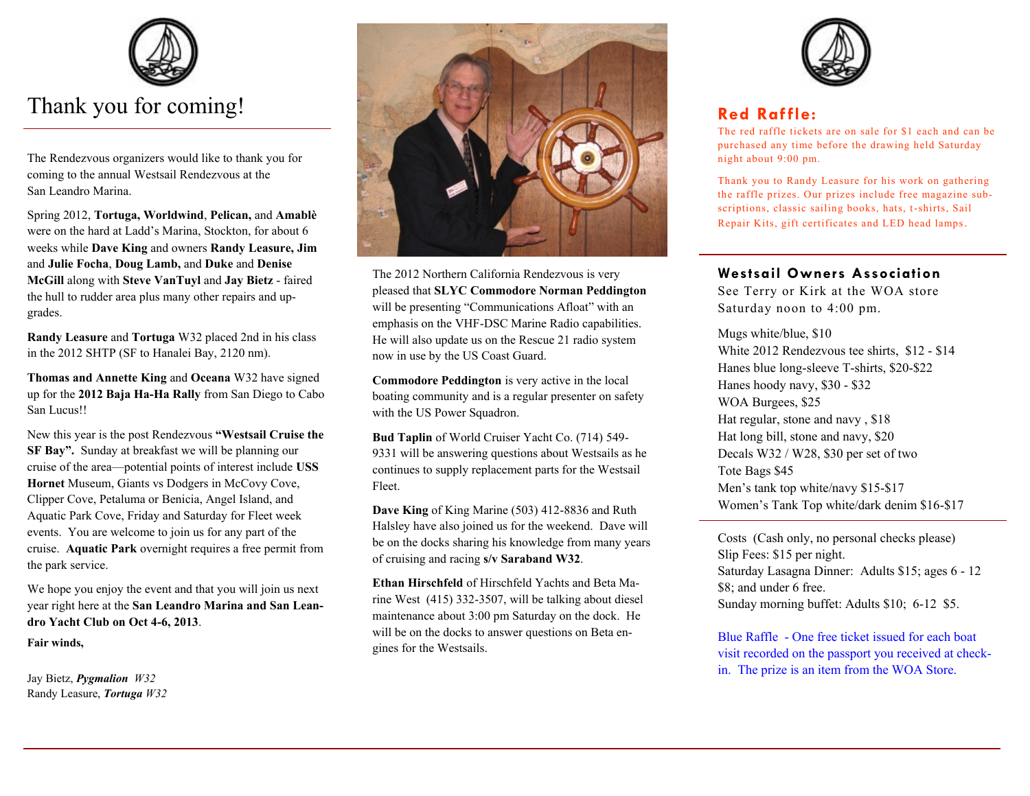# Thank you for coming!

The Rendezvous organizers would like to thank you for coming to the annual Westsail Rendezvous at the San Leandro Marina.

Spring 2012, **Tortuga, Worldwind**, **Pelican,** and **Amablè** were on the hard at Ladd's Marina, Stockton, for about 6 weeks while **Dave King** and owners **Randy Leasure, Jim** and **Julie Focha**, **Doug Lamb,** and **Duke** and **Denise McGill** along with **Steve VanTuyl** and **Jay Bietz** - faired the hull to rudder area plus many other repairs and upgrades.

**Randy Leasure** and **Tortuga** W32 placed 2nd in his class in the 2012 SHTP (SF to Hanalei Bay, 2120 nm).

**Thomas and Annette King** and **Oceana** W32 have signed up for the **2012 Baja Ha-Ha Rally** from San Diego to Cabo San Lucus!!

New this year is the post Rendezvous **"Westsail Cruise the SF Bay".** Sunday at breakfast we will be planning our cruise of the area—potential points of interest include **USS Hornet** Museum, Giants vs Dodgers in McCovy Cove, Clipper Cove, Petaluma or Benicia, Angel Island, and Aquatic Park Cove, Friday and Saturday for Fleet week events. You are welcome to join us for any part of the cruise. **Aquatic Park** overnight requires a free permit from the park service.

We hope you enjoy the event and that you will join us next year right here at the **San Leandro Marina and San Leandro Yacht Club on Oct 4-6, 2013**.

**Fair winds,**

Jay Bietz, ***Pygmalion*** *W32*
Randy Leasure, ***Tortuga*** *W32*

The 2012 Northern California Rendezvous is very pleased that **SLYC Commodore Norman Peddington** will be presenting "Communications Afloat" with an emphasis on the VHF-DSC Marine Radio capabilities. He will also update us on the Rescue 21 radio system now in use by the US Coast Guard.

**Commodore Peddington** is very active in the local boating community and is a regular presenter on safety with the US Power Squadron.

**Bud Taplin** of World Cruiser Yacht Co. (714) 549-9331 will be answering questions about Westsails as he continues to supply replacement parts for the Westsail Fleet.

**Dave King** of King Marine (503) 412-8836 and Ruth Halsley have also joined us for the weekend. Dave will be on the docks sharing his knowledge from many years of cruising and racing **s/v Saraband W32**.

**Ethan Hirschfeld** of Hirschfeld Yachts and Beta Marine West (415) 332-3507, will be talking about diesel maintenance about 3:00 pm Saturday on the dock. He will be on the docks to answer questions on Beta engines for the Westsails.

## Red Raffle:

The red raffle tickets are on sale for $1 each and can be purchased any time before the drawing held Saturday night about 9:00 pm.

Thank you to Randy Leasure for his work on gathering the raffle prizes. Our prizes include free magazine subscriptions, classic sailing books, hats, t-shirts, Sail Repair Kits, gift certificates and LED head lamps.

## Westsail Owners Association

See Terry or Kirk at the WOA store Saturday noon to 4:00 pm.

Mugs white/blue, $10
White 2012 Rendezvous tee shirts, $12 - $14
Hanes blue long-sleeve T-shirts, $20-$22
Hanes hoody navy, $30 - $32
WOA Burgees, $25
Hat regular, stone and navy , $18
Hat long bill, stone and navy, $20
Decals W32 / W28, $30 per set of two
Tote Bags $45
Men's tank top white/navy $15-$17
Women's Tank Top white/dark denim $16-$17

Costs (Cash only, no personal checks please)
Slip Fees: $15 per night.
Saturday Lasagna Dinner: Adults $15; ages 6 - 12 $8; and under 6 free.
Sunday morning buffet: Adults $10; 6-12 $5.

Blue Raffle - One free ticket issued for each boat visit recorded on the passport you received at check-in. The prize is an item from the WOA Store.